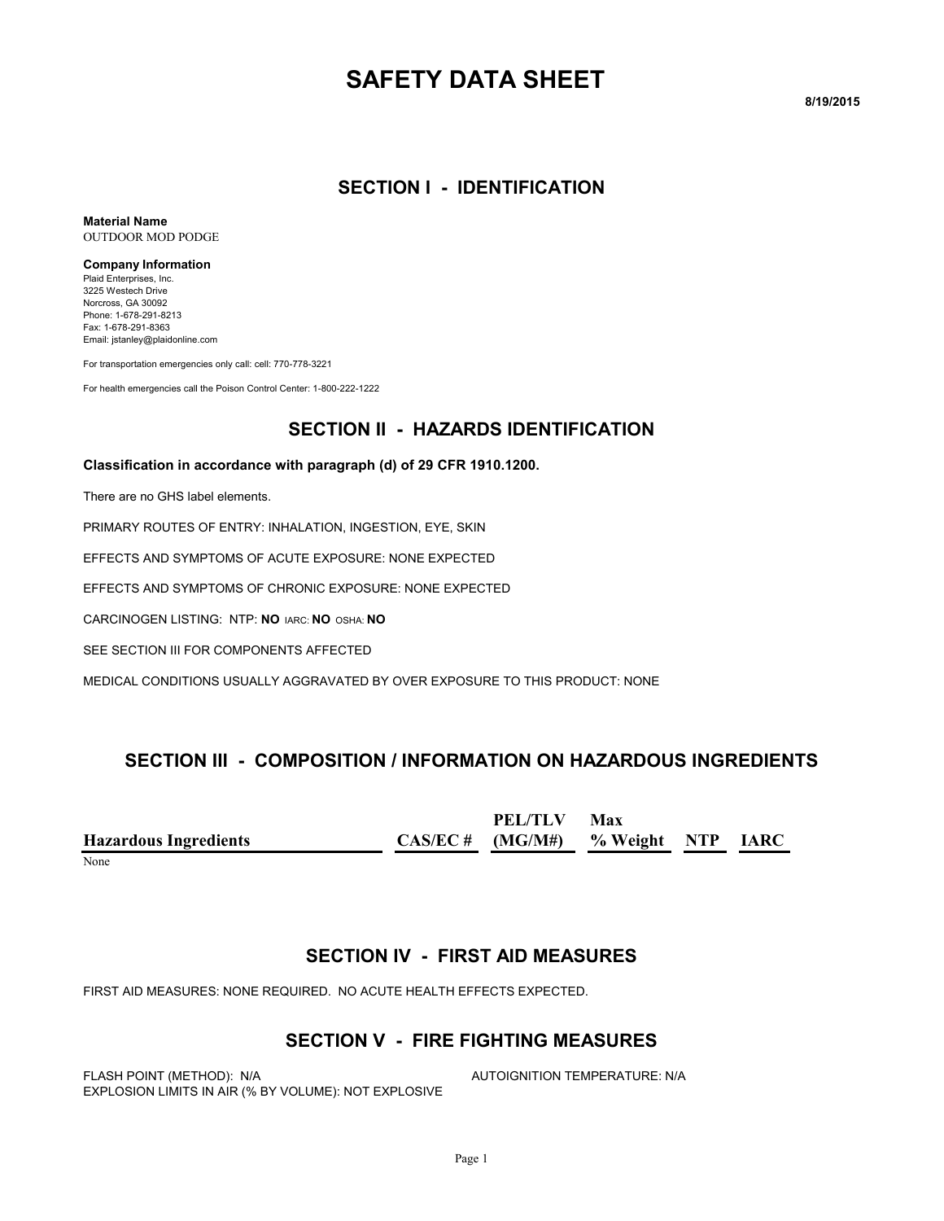# SAFETY DATA SHEET

8/19/2015

## SECTION I - IDENTIFICATION

**Material Name**
OUTDOOR MOD PODGE

**Company Information**
Plaid Enterprises, Inc.
3225 Westech Drive
Norcross, GA 30092
Phone: 1-678-291-8213
Fax: 1-678-291-8363
Email: jstanley@plaidonline.com

For transportation emergencies only call: cell: 770-778-3221

For health emergencies call the Poison Control Center: 1-800-222-1222

## SECTION II - HAZARDS IDENTIFICATION

**Classification in accordance with paragraph (d) of 29 CFR 1910.1200.**

There are no GHS label elements.

PRIMARY ROUTES OF ENTRY: INHALATION, INGESTION, EYE, SKIN

EFFECTS AND SYMPTOMS OF ACUTE EXPOSURE: NONE EXPECTED

EFFECTS AND SYMPTOMS OF CHRONIC EXPOSURE: NONE EXPECTED

CARCINOGEN LISTING: NTP: **NO** IARC: **NO** OSHA: **NO**

SEE SECTION III FOR COMPONENTS AFFECTED

MEDICAL CONDITIONS USUALLY AGGRAVATED BY OVER EXPOSURE TO THIS PRODUCT: NONE

## SECTION III - COMPOSITION / INFORMATION ON HAZARDOUS INGREDIENTS

| Hazardous Ingredients | CAS/EC # | PEL/TLV (MG/M#) | Max % Weight | NTP | IARC |
|---|---|---|---|---|---|
| None | | | | | |

## SECTION IV - FIRST AID MEASURES

FIRST AID MEASURES: NONE REQUIRED. NO ACUTE HEALTH EFFECTS EXPECTED.

## SECTION V - FIRE FIGHTING MEASURES

FLASH POINT (METHOD): N/A

AUTOIGNITION TEMPERATURE: N/A

EXPLOSION LIMITS IN AIR (% BY VOLUME): NOT EXPLOSIVE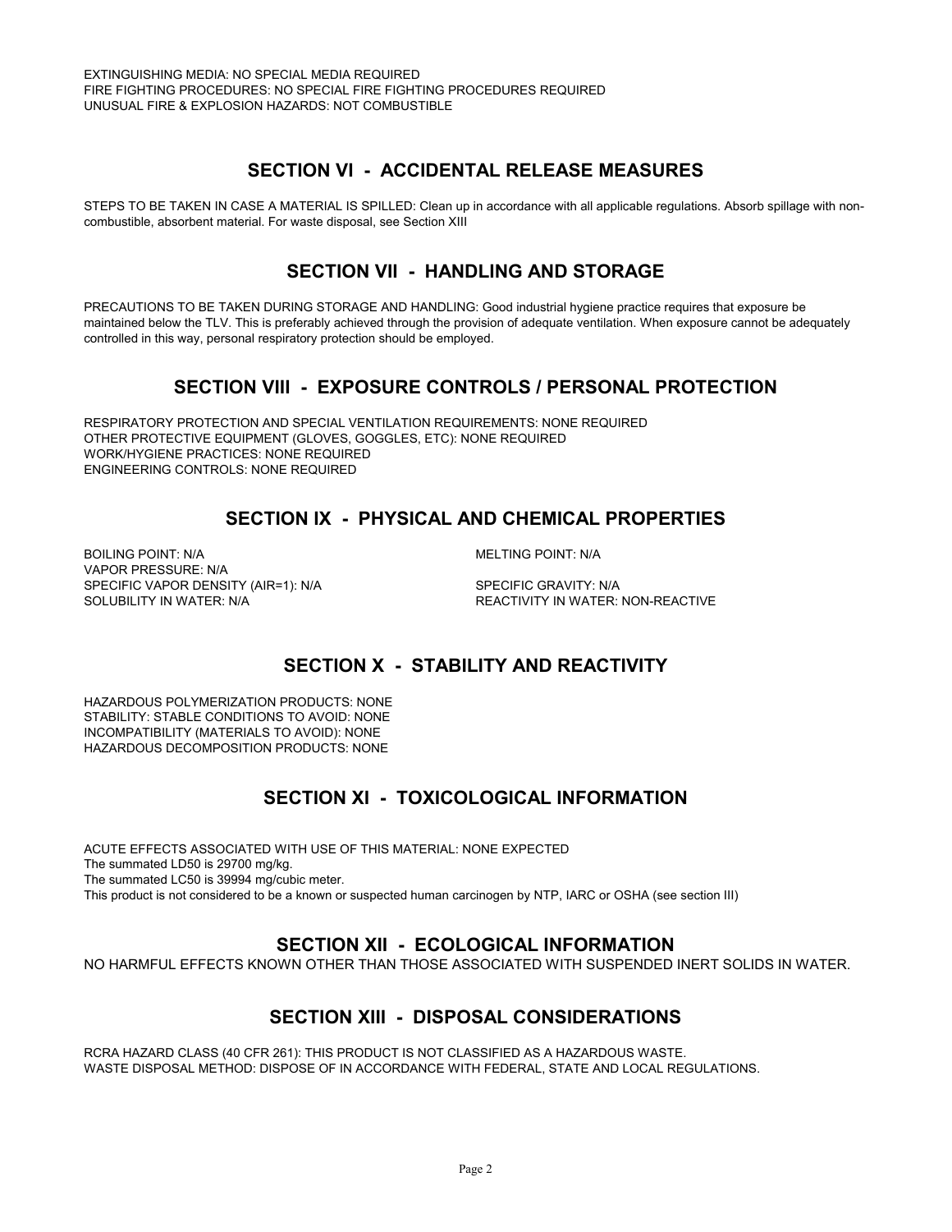EXTINGUISHING MEDIA: NO SPECIAL MEDIA REQUIRED
FIRE FIGHTING PROCEDURES: NO SPECIAL FIRE FIGHTING PROCEDURES REQUIRED
UNUSUAL FIRE & EXPLOSION HAZARDS: NOT COMBUSTIBLE

## SECTION VI - ACCIDENTAL RELEASE MEASURES

STEPS TO BE TAKEN IN CASE A MATERIAL IS SPILLED: Clean up in accordance with all applicable regulations. Absorb spillage with non-combustible, absorbent material. For waste disposal, see Section XIII

## SECTION VII - HANDLING AND STORAGE

PRECAUTIONS TO BE TAKEN DURING STORAGE AND HANDLING: Good industrial hygiene practice requires that exposure be maintained below the TLV. This is preferably achieved through the provision of adequate ventilation. When exposure cannot be adequately controlled in this way, personal respiratory protection should be employed.

## SECTION VIII - EXPOSURE CONTROLS / PERSONAL PROTECTION

RESPIRATORY PROTECTION AND SPECIAL VENTILATION REQUIREMENTS: NONE REQUIRED
OTHER PROTECTIVE EQUIPMENT (GLOVES, GOGGLES, ETC): NONE REQUIRED
WORK/HYGIENE PRACTICES: NONE REQUIRED
ENGINEERING CONTROLS: NONE REQUIRED

## SECTION IX - PHYSICAL AND CHEMICAL PROPERTIES

BOILING POINT: N/A
MELTING POINT: N/A
VAPOR PRESSURE: N/A
SPECIFIC VAPOR DENSITY (AIR=1): N/A
SPECIFIC GRAVITY: N/A
SOLUBILITY IN WATER: N/A
REACTIVITY IN WATER: NON-REACTIVE

## SECTION X - STABILITY AND REACTIVITY

HAZARDOUS POLYMERIZATION PRODUCTS: NONE
STABILITY: STABLE CONDITIONS TO AVOID: NONE
INCOMPATIBILITY (MATERIALS TO AVOID): NONE
HAZARDOUS DECOMPOSITION PRODUCTS: NONE

## SECTION XI - TOXICOLOGICAL INFORMATION

ACUTE EFFECTS ASSOCIATED WITH USE OF THIS MATERIAL: NONE EXPECTED
The summated LD50 is 29700 mg/kg.
The summated LC50 is 39994 mg/cubic meter.
This product is not considered to be a known or suspected human carcinogen by NTP, IARC or OSHA (see section III)

## SECTION XII - ECOLOGICAL INFORMATION

NO HARMFUL EFFECTS KNOWN OTHER THAN THOSE ASSOCIATED WITH SUSPENDED INERT SOLIDS IN WATER.

## SECTION XIII - DISPOSAL CONSIDERATIONS

RCRA HAZARD CLASS (40 CFR 261): THIS PRODUCT IS NOT CLASSIFIED AS A HAZARDOUS WASTE.
WASTE DISPOSAL METHOD: DISPOSE OF IN ACCORDANCE WITH FEDERAL, STATE AND LOCAL REGULATIONS.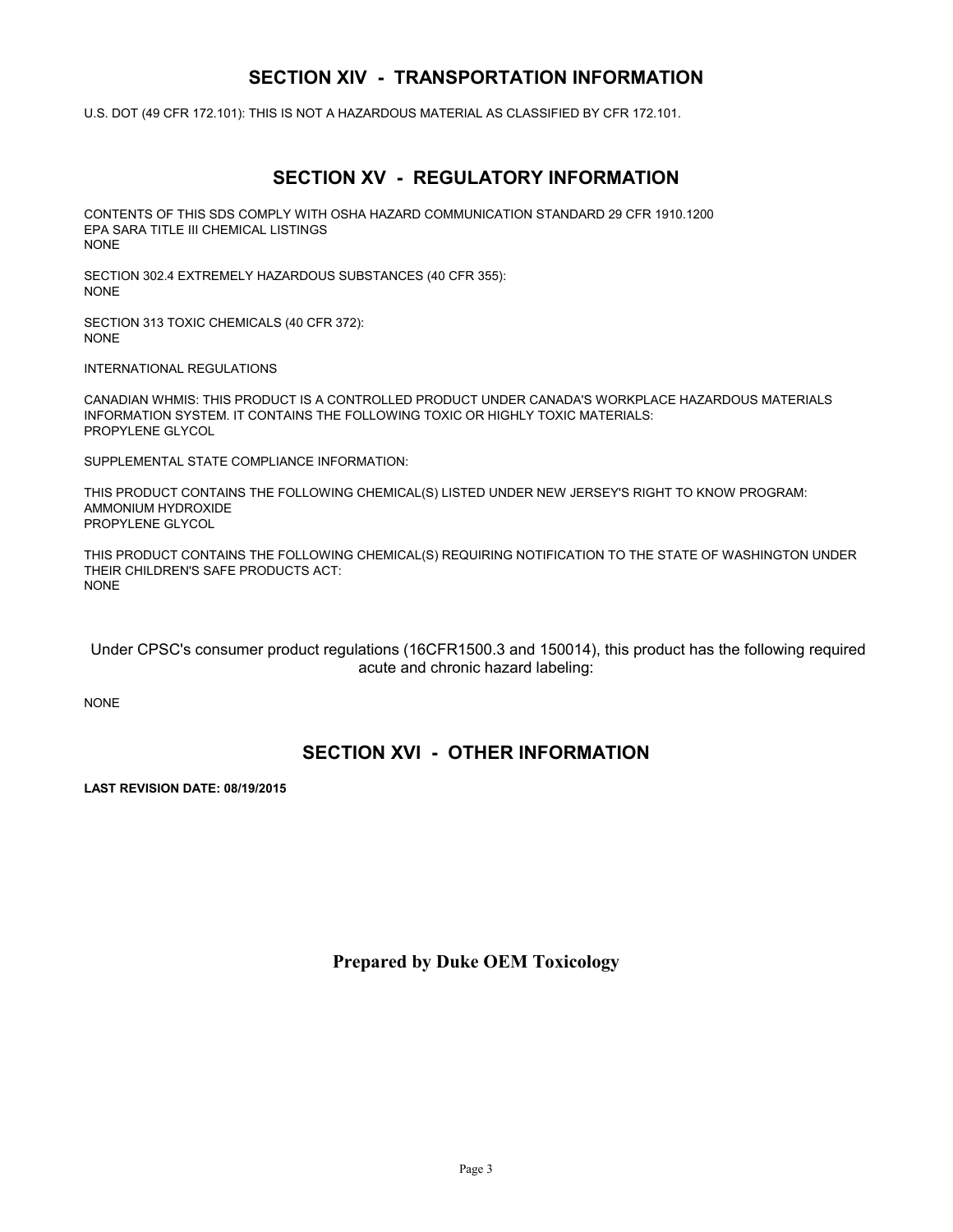## SECTION XIV - TRANSPORTATION INFORMATION

U.S. DOT (49 CFR 172.101): THIS IS NOT A HAZARDOUS MATERIAL AS CLASSIFIED BY CFR 172.101.

## SECTION XV - REGULATORY INFORMATION

CONTENTS OF THIS SDS COMPLY WITH OSHA HAZARD COMMUNICATION STANDARD 29 CFR 1910.1200
EPA SARA TITLE III CHEMICAL LISTINGS
NONE

SECTION 302.4 EXTREMELY HAZARDOUS SUBSTANCES (40 CFR 355):
NONE

SECTION 313 TOXIC CHEMICALS (40 CFR 372):
NONE

INTERNATIONAL REGULATIONS

CANADIAN WHMIS: THIS PRODUCT IS A CONTROLLED PRODUCT UNDER CANADA'S WORKPLACE HAZARDOUS MATERIALS INFORMATION SYSTEM. IT CONTAINS THE FOLLOWING TOXIC OR HIGHLY TOXIC MATERIALS:
PROPYLENE GLYCOL

SUPPLEMENTAL STATE COMPLIANCE INFORMATION:

THIS PRODUCT CONTAINS THE FOLLOWING CHEMICAL(S) LISTED UNDER NEW JERSEY'S RIGHT TO KNOW PROGRAM:
AMMONIUM HYDROXIDE
PROPYLENE GLYCOL

THIS PRODUCT CONTAINS THE FOLLOWING CHEMICAL(S) REQUIRING NOTIFICATION TO THE STATE OF WASHINGTON UNDER THEIR CHILDREN'S SAFE PRODUCTS ACT:
NONE

Under CPSC's consumer product regulations (16CFR1500.3 and 150014), this product has the following required acute and chronic hazard labeling:

NONE

## SECTION XVI - OTHER INFORMATION

**LAST REVISION DATE: 08/19/2015**

**Prepared by Duke OEM Toxicology**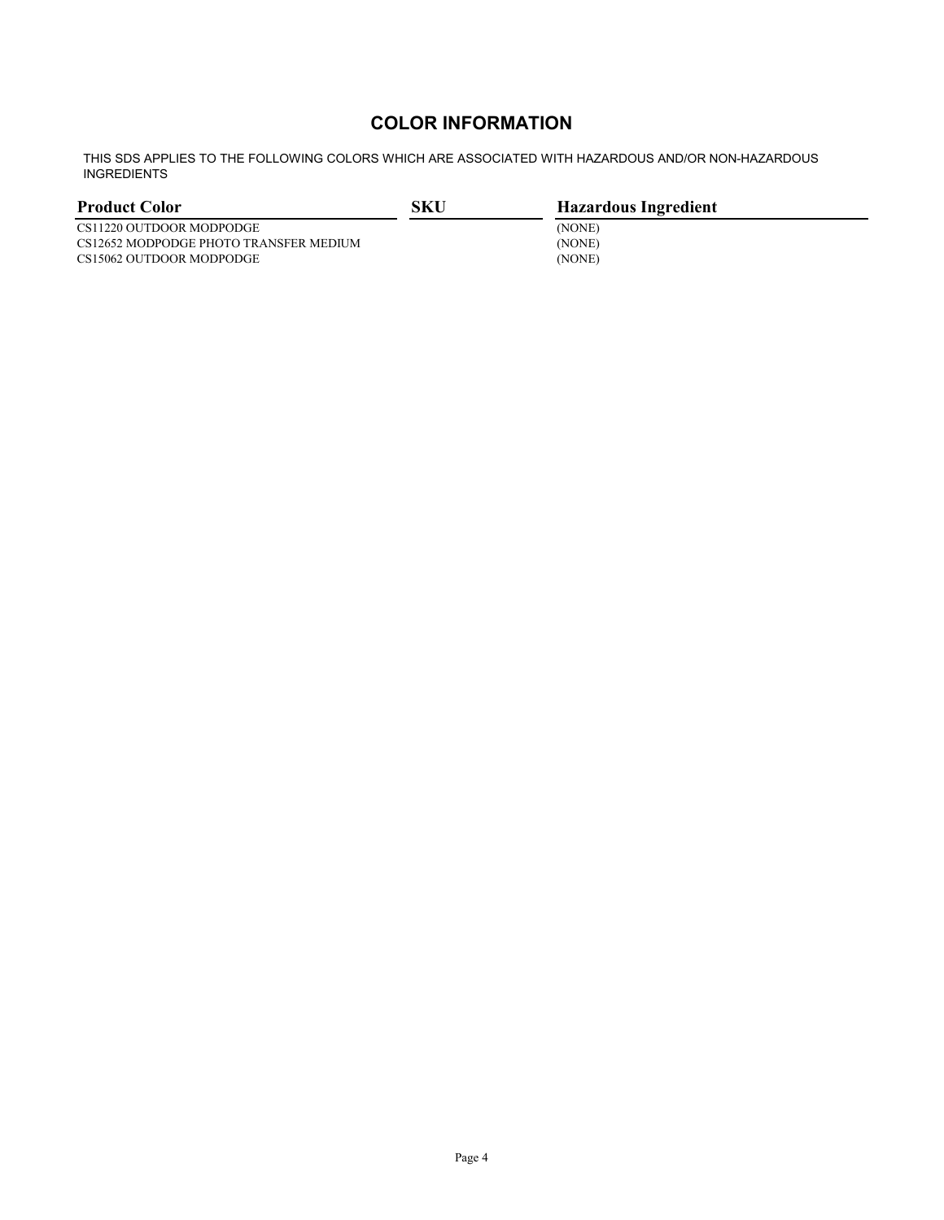## COLOR INFORMATION

THIS SDS APPLIES TO THE FOLLOWING COLORS WHICH ARE ASSOCIATED WITH HAZARDOUS AND/OR NON-HAZARDOUS INGREDIENTS

| Product Color | SKU | Hazardous Ingredient |
|---|---|---|
| CS11220 OUTDOOR MODPODGE | | (NONE) |
| CS12652 MODPODGE PHOTO TRANSFER MEDIUM | | (NONE) |
| CS15062 OUTDOOR MODPODGE | | (NONE) |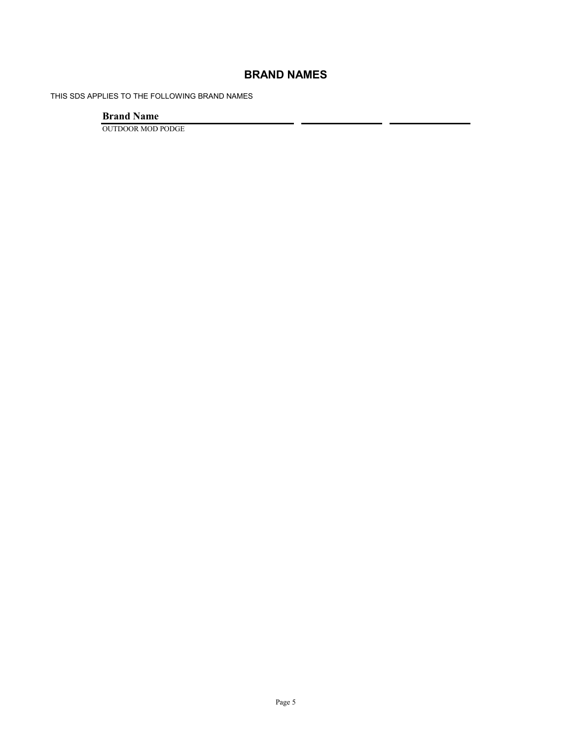## BRAND NAMES

THIS SDS APPLIES TO THE FOLLOWING BRAND NAMES

| Brand Name | | |
|---|---|---|
| OUTDOOR MOD PODGE | | |